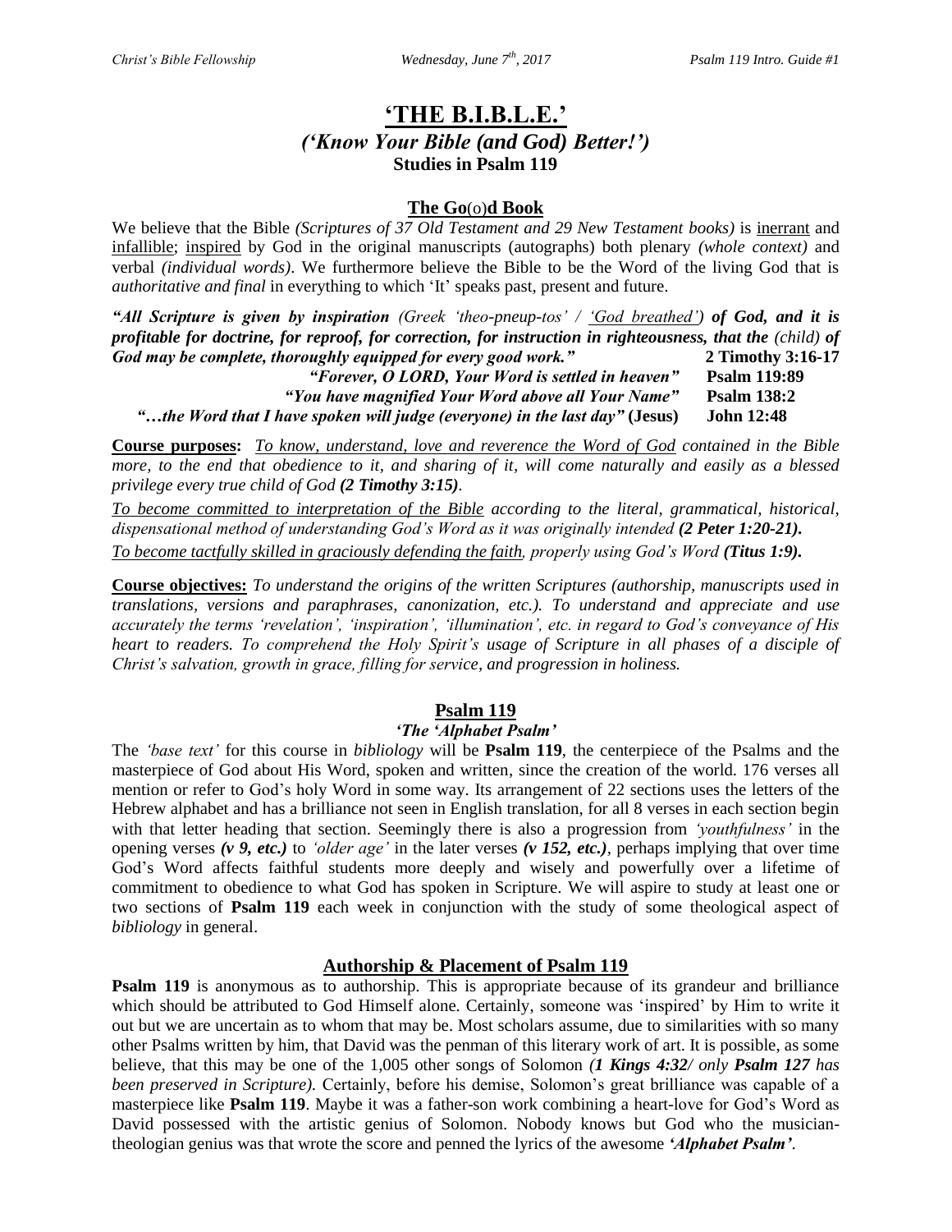# 'THE B.I.B.L.E.'

## *('Know Your Bible (and God) Better!')*

**Studies in Psalm 119**

## The Go(o)d Book

We believe that the Bible *(Scriptures of 37 Old Testament and 29 New Testament books)* is inerrant and infallible; inspired by God in the original manuscripts (autographs) both plenary *(whole context)* and verbal *(individual words)*. We furthermore believe the Bible to be the Word of the living God that is *authoritative and final* in everything to which 'It' speaks past, present and future.

***"All Scripture is given by inspiration** (Greek 'theo-pneup-tos' / 'God breathed')* ***of God, and it is profitable for doctrine, for reproof, for correction, for instruction in righteousness, that the** (child)* ***of God may be complete, thoroughly equipped for every good work."*** **2 Timothy 3:16-17**

***"Forever, O LORD, Your Word is settled in heaven"*** **Psalm 119:89**

***"You have magnified Your Word above all Your Name"*** **Psalm 138:2**

***"…the Word that I have spoken will judge (everyone) in the last day"*** **(Jesus) John 12:48**

**Course purposes:** *To know, understand, love and reverence the Word of God contained in the Bible more, to the end that obedience to it, and sharing of it, will come naturally and easily as a blessed privilege every true child of God **(2 Timothy 3:15)**.*

*To become committed to interpretation of the Bible according to the literal, grammatical, historical, dispensational method of understanding God's Word as it was originally intended **(2 Peter 1:20-21).***

*To become tactfully skilled in graciously defending the faith, properly using God's Word **(Titus 1:9).***

**Course objectives:** *To understand the origins of the written Scriptures (authorship, manuscripts used in translations, versions and paraphrases, canonization, etc.). To understand and appreciate and use accurately the terms 'revelation', 'inspiration', 'illumination', etc. in regard to God's conveyance of His heart to readers. To comprehend the Holy Spirit's usage of Scripture in all phases of a disciple of Christ's salvation, growth in grace, filling for service, and progression in holiness.*

## Psalm 119

### *'The 'Alphabet Psalm'*

The *'base text'* for this course in *bibliology* will be **Psalm 119**, the centerpiece of the Psalms and the masterpiece of God about His Word, spoken and written, since the creation of the world. 176 verses all mention or refer to God's holy Word in some way. Its arrangement of 22 sections uses the letters of the Hebrew alphabet and has a brilliance not seen in English translation, for all 8 verses in each section begin with that letter heading that section. Seemingly there is also a progression from *'youthfulness'* in the opening verses ***(v 9, etc.)*** to *'older age'* in the later verses ***(v 152, etc.)***, perhaps implying that over time God's Word affects faithful students more deeply and wisely and powerfully over a lifetime of commitment to obedience to what God has spoken in Scripture. We will aspire to study at least one or two sections of **Psalm 119** each week in conjunction with the study of some theological aspect of *bibliology* in general.

## Authorship & Placement of Psalm 119

**Psalm 119** is anonymous as to authorship. This is appropriate because of its grandeur and brilliance which should be attributed to God Himself alone. Certainly, someone was 'inspired' by Him to write it out but we are uncertain as to whom that may be. Most scholars assume, due to similarities with so many other Psalms written by him, that David was the penman of this literary work of art. It is possible, as some believe, that this may be one of the 1,005 other songs of Solomon *(**1 Kings 4:32**/ only **Psalm 127** has been preserved in Scripture).* Certainly, before his demise, Solomon's great brilliance was capable of a masterpiece like **Psalm 119**. Maybe it was a father-son work combining a heart-love for God's Word as David possessed with the artistic genius of Solomon. Nobody knows but God who the musician-theologian genius was that wrote the score and penned the lyrics of the awesome ***'Alphabet Psalm'***.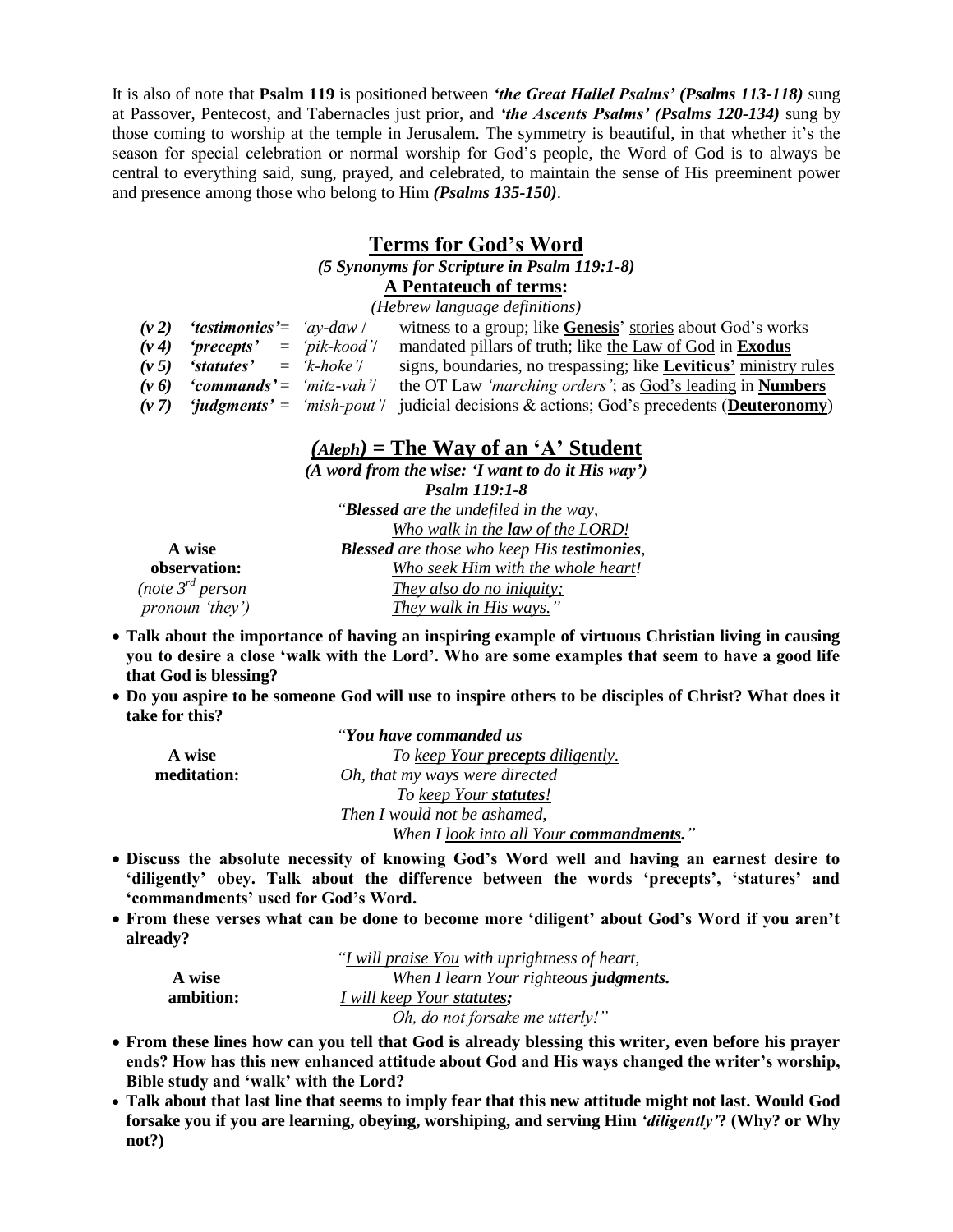It is also of note that **Psalm 119** is positioned between ***'the Great Hallel Psalms' (Psalms 113-118)*** sung at Passover, Pentecost, and Tabernacles just prior, and ***'the Ascents Psalms' (Psalms 120-134)*** sung by those coming to worship at the temple in Jerusalem. The symmetry is beautiful, in that whether it's the season for special celebration or normal worship for God's people, the Word of God is to always be central to everything said, sung, prayed, and celebrated, to maintain the sense of His preeminent power and presence among those who belong to Him ***(Psalms 135-150)***.

## Terms for God's Word

***(5 Synonyms for Scripture in Psalm 119:1-8)***

**A Pentateuch of terms:**

*(Hebrew language definitions)*

| | | | |
|---|---|---|---|
| ***(v 2)*** | ***'testimonies'*** = *'ay-daw* / | witness to a group; like **Genesis**' stories about God's works |
| ***(v 4)*** | ***'precepts'*** = *'pik-kood'*/ | mandated pillars of truth; like the Law of God in **Exodus** |
| ***(v 5)*** | ***'statutes'*** = *'k-hoke'*/ | signs, boundaries, no trespassing; like **Leviticus'** ministry rules |
| ***(v 6)*** | ***'commands'*** = *'mitz-vah'*/ | the OT Law *'marching orders'*; as God's leading in **Numbers** |
| ***(v 7)*** | ***'judgments'*** = *'mish-pout'*/ | judicial decisions & actions; God's precedents (**Deuteronomy**) |

## *(Aleph)* = The Way of an 'A' Student

***(A word from the wise: 'I want to do it His way')***

***Psalm 119:1-8***

**A wise observation:** *(note 3rd person pronoun 'they')*

*"**Blessed** are the undefiled in the way,*
*Who walk in the **law** of the LORD!*
***Blessed** are those who keep His **testimonies**,*
*Who seek Him with the whole heart!*
*They also do no iniquity;*
*They walk in His ways."*

- **Talk about the importance of having an inspiring example of virtuous Christian living in causing you to desire a close 'walk with the Lord'. Who are some examples that seem to have a good life that God is blessing?**
- **Do you aspire to be someone God will use to inspire others to be disciples of Christ? What does it take for this?**

**A wise meditation:**

***"You have commanded us***
*To keep Your **precepts** diligently.*
*Oh, that my ways were directed*
*To keep Your **statutes**!*
*Then I would not be ashamed,*
*When I look into all Your **commandments**."*

- **Discuss the absolute necessity of knowing God's Word well and having an earnest desire to 'diligently' obey. Talk about the difference between the words 'precepts', 'statures' and 'commandments' used for God's Word.**
- **From these verses what can be done to become more 'diligent' about God's Word if you aren't already?**

**A wise ambition:**

*"I will praise You with uprightness of heart,*
*When I learn Your righteous **judgments.***
*I will keep Your **statutes;***
*Oh, do not forsake me utterly!"*

- **From these lines how can you tell that God is already blessing this writer, even before his prayer ends? How has this new enhanced attitude about God and His ways changed the writer's worship, Bible study and 'walk' with the Lord?**
- **Talk about that last line that seems to imply fear that this new attitude might not last. Would God forsake you if you are learning, obeying, worshiping, and serving Him *'diligently'*? (Why? or Why not?)**